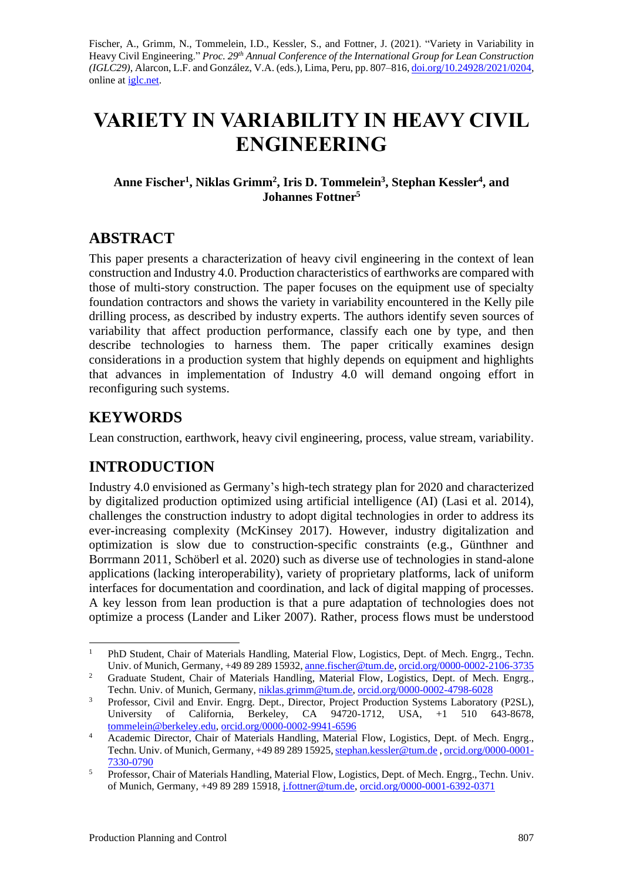Fischer, A., Grimm, N., Tommelein, I.D., Kessler, S., and Fottner, J. (2021). "Variety in Variability in Heavy Civil Engineering." *Proc. 29th Annual Conference of the International Group for Lean Construction (IGLC29)*, Alarcon, L.F. and González, V.A. (eds.), Lima, Peru, pp. 807–816, doi.org/10.24928/2021/0204, online at iglc.net.

# VARIETY IN VARIABILITY IN HEAVY CIVIL ENGINEERING

**Anne Fischer[1], Niklas Grimm[2], Iris D. Tommelein[3], Stephan Kessler[4], and Johannes Fottner[5]**

## ABSTRACT

This paper presents a characterization of heavy civil engineering in the context of lean construction and Industry 4.0. Production characteristics of earthworks are compared with those of multi-story construction. The paper focuses on the equipment use of specialty foundation contractors and shows the variety in variability encountered in the Kelly pile drilling process, as described by industry experts. The authors identify seven sources of variability that affect production performance, classify each one by type, and then describe technologies to harness them. The paper critically examines design considerations in a production system that highly depends on equipment and highlights that advances in implementation of Industry 4.0 will demand ongoing effort in reconfiguring such systems.

## KEYWORDS

Lean construction, earthwork, heavy civil engineering, process, value stream, variability.

## INTRODUCTION

Industry 4.0 envisioned as Germany's high-tech strategy plan for 2020 and characterized by digitalized production optimized using artificial intelligence (AI) (Lasi et al. 2014), challenges the construction industry to adopt digital technologies in order to address its ever-increasing complexity (McKinsey 2017). However, industry digitalization and optimization is slow due to construction-specific constraints (e.g., Günthner and Borrmann 2011, Schöberl et al. 2020) such as diverse use of technologies in stand-alone applications (lacking interoperability), variety of proprietary platforms, lack of uniform interfaces for documentation and coordination, and lack of digital mapping of processes. A key lesson from lean production is that a pure adaptation of technologies does not optimize a process (Lander and Liker 2007). Rather, process flows must be understood

---

[1] PhD Student, Chair of Materials Handling, Material Flow, Logistics, Dept. of Mech. Engrg., Techn. Univ. of Munich, Germany, +49 89 289 15932, anne.fischer@tum.de, orcid.org/0000-0002-2106-3735

[2] Graduate Student, Chair of Materials Handling, Material Flow, Logistics, Dept. of Mech. Engrg., Techn. Univ. of Munich, Germany, niklas.grimm@tum.de, orcid.org/0000-0002-4798-6028

[3] Professor, Civil and Envir. Engrg. Dept., Director, Project Production Systems Laboratory (P2SL), University of California, Berkeley, CA 94720-1712, USA, +1 510 643-8678, tommelein@berkeley.edu, orcid.org/0000-0002-9941-6596

[4] Academic Director, Chair of Materials Handling, Material Flow, Logistics, Dept. of Mech. Engrg., Techn. Univ. of Munich, Germany, +49 89 289 15925, stephan.kessler@tum.de , orcid.org/0000-0001-7330-0790

[5] Professor, Chair of Materials Handling, Material Flow, Logistics, Dept. of Mech. Engrg., Techn. Univ. of Munich, Germany, +49 89 289 15918, j.fottner@tum.de, orcid.org/0000-0001-6392-0371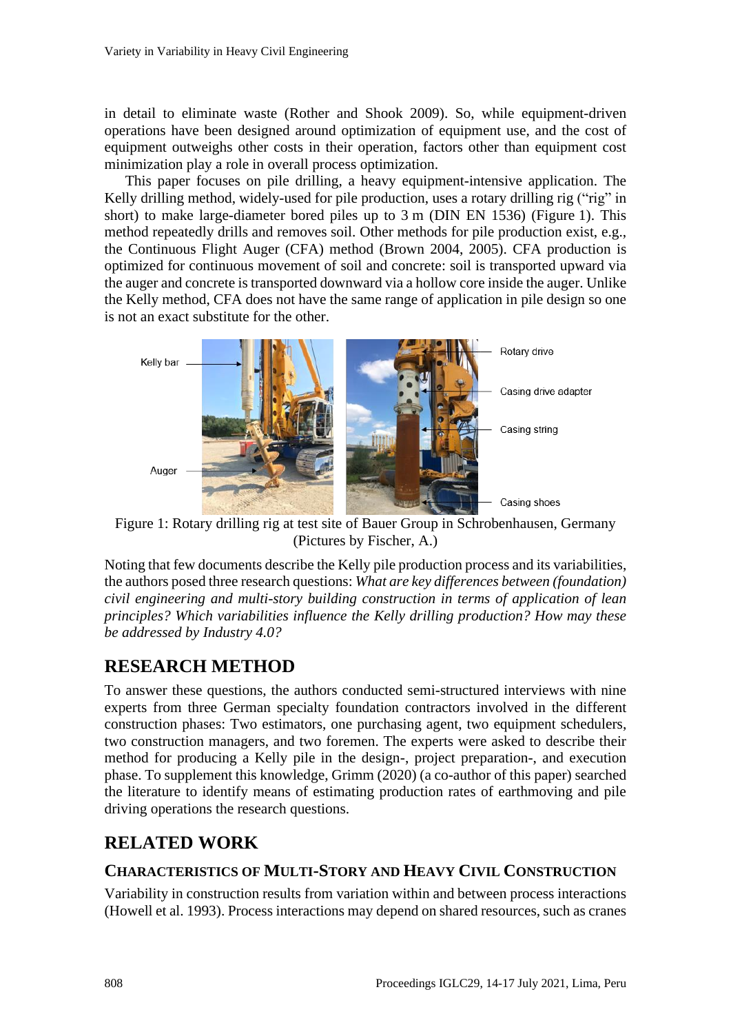in detail to eliminate waste (Rother and Shook 2009). So, while equipment-driven operations have been designed around optimization of equipment use, and the cost of equipment outweighs other costs in their operation, factors other than equipment cost minimization play a role in overall process optimization.

This paper focuses on pile drilling, a heavy equipment-intensive application. The Kelly drilling method, widely-used for pile production, uses a rotary drilling rig ("rig" in short) to make large-diameter bored piles up to 3 m (DIN EN 1536) (Figure 1). This method repeatedly drills and removes soil. Other methods for pile production exist, e.g., the Continuous Flight Auger (CFA) method (Brown 2004, 2005). CFA production is optimized for continuous movement of soil and concrete: soil is transported upward via the auger and concrete is transported downward via a hollow core inside the auger. Unlike the Kelly method, CFA does not have the same range of application in pile design so one is not an exact substitute for the other.

Figure 1: Rotary drilling rig at test site of Bauer Group in Schrobenhausen, Germany (Pictures by Fischer, A.)

Noting that few documents describe the Kelly pile production process and its variabilities, the authors posed three research questions: *What are key differences between (foundation) civil engineering and multi-story building construction in terms of application of lean principles? Which variabilities influence the Kelly drilling production? How may these be addressed by Industry 4.0?*

# RESEARCH METHOD

To answer these questions, the authors conducted semi-structured interviews with nine experts from three German specialty foundation contractors involved in the different construction phases: Two estimators, one purchasing agent, two equipment schedulers, two construction managers, and two foremen. The experts were asked to describe their method for producing a Kelly pile in the design-, project preparation-, and execution phase. To supplement this knowledge, Grimm (2020) (a co-author of this paper) searched the literature to identify means of estimating production rates of earthmoving and pile driving operations the research questions.

# RELATED WORK

## CHARACTERISTICS OF MULTI-STORY AND HEAVY CIVIL CONSTRUCTION

Variability in construction results from variation within and between process interactions (Howell et al. 1993). Process interactions may depend on shared resources, such as cranes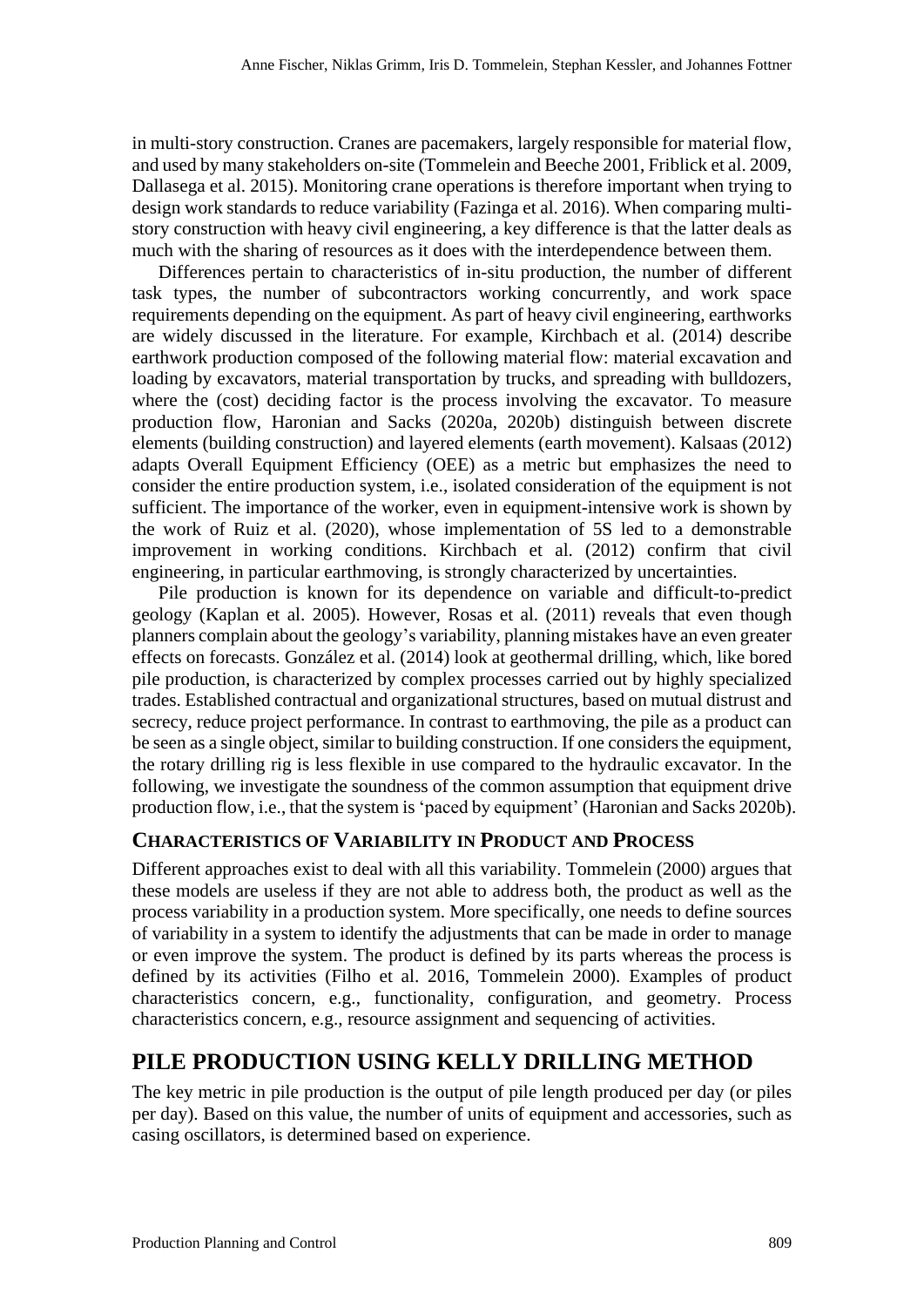in multi-story construction. Cranes are pacemakers, largely responsible for material flow, and used by many stakeholders on-site (Tommelein and Beeche 2001, Friblick et al. 2009, Dallasega et al. 2015). Monitoring crane operations is therefore important when trying to design work standards to reduce variability (Fazinga et al. 2016). When comparing multi-story construction with heavy civil engineering, a key difference is that the latter deals as much with the sharing of resources as it does with the interdependence between them.

Differences pertain to characteristics of in-situ production, the number of different task types, the number of subcontractors working concurrently, and work space requirements depending on the equipment. As part of heavy civil engineering, earthworks are widely discussed in the literature. For example, Kirchbach et al. (2014) describe earthwork production composed of the following material flow: material excavation and loading by excavators, material transportation by trucks, and spreading with bulldozers, where the (cost) deciding factor is the process involving the excavator. To measure production flow, Haronian and Sacks (2020a, 2020b) distinguish between discrete elements (building construction) and layered elements (earth movement). Kalsaas (2012) adapts Overall Equipment Efficiency (OEE) as a metric but emphasizes the need to consider the entire production system, i.e., isolated consideration of the equipment is not sufficient. The importance of the worker, even in equipment-intensive work is shown by the work of Ruiz et al. (2020), whose implementation of 5S led to a demonstrable improvement in working conditions. Kirchbach et al. (2012) confirm that civil engineering, in particular earthmoving, is strongly characterized by uncertainties.

Pile production is known for its dependence on variable and difficult-to-predict geology (Kaplan et al. 2005). However, Rosas et al. (2011) reveals that even though planners complain about the geology's variability, planning mistakes have an even greater effects on forecasts. González et al. (2014) look at geothermal drilling, which, like bored pile production, is characterized by complex processes carried out by highly specialized trades. Established contractual and organizational structures, based on mutual distrust and secrecy, reduce project performance. In contrast to earthmoving, the pile as a product can be seen as a single object, similar to building construction. If one considers the equipment, the rotary drilling rig is less flexible in use compared to the hydraulic excavator. In the following, we investigate the soundness of the common assumption that equipment drive production flow, i.e., that the system is 'paced by equipment' (Haronian and Sacks 2020b).

### CHARACTERISTICS OF VARIABILITY IN PRODUCT AND PROCESS

Different approaches exist to deal with all this variability. Tommelein (2000) argues that these models are useless if they are not able to address both, the product as well as the process variability in a production system. More specifically, one needs to define sources of variability in a system to identify the adjustments that can be made in order to manage or even improve the system. The product is defined by its parts whereas the process is defined by its activities (Filho et al. 2016, Tommelein 2000). Examples of product characteristics concern, e.g., functionality, configuration, and geometry. Process characteristics concern, e.g., resource assignment and sequencing of activities.

## PILE PRODUCTION USING KELLY DRILLING METHOD

The key metric in pile production is the output of pile length produced per day (or piles per day). Based on this value, the number of units of equipment and accessories, such as casing oscillators, is determined based on experience.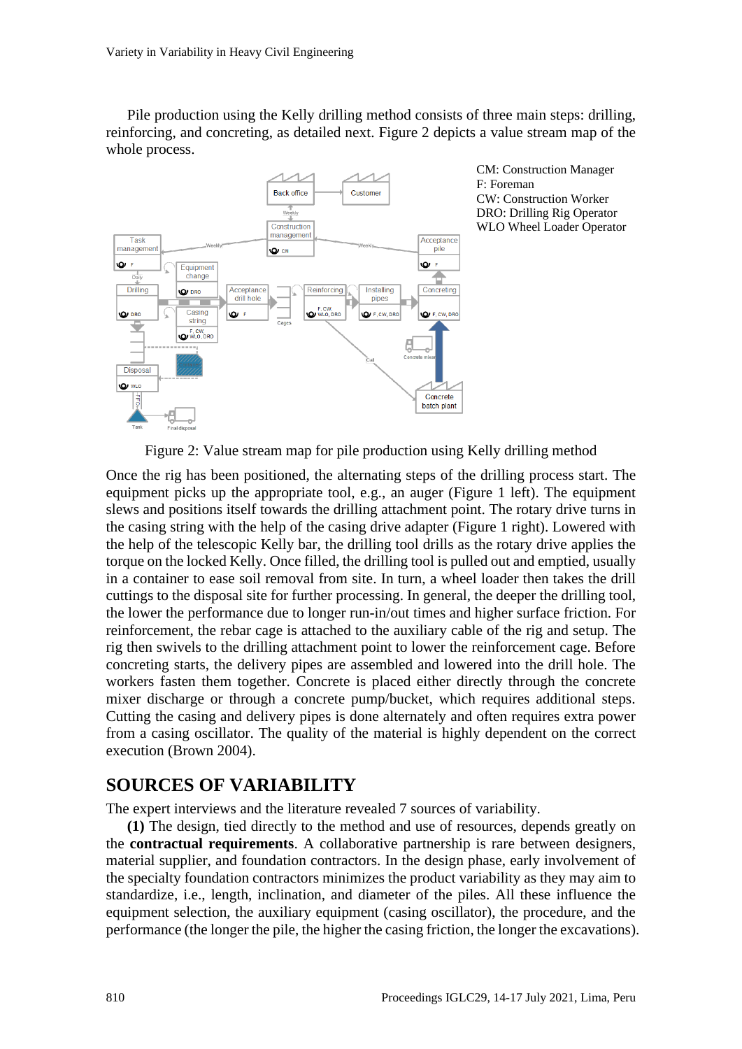Pile production using the Kelly drilling method consists of three main steps: drilling, reinforcing, and concreting, as detailed next. Figure 2 depicts a value stream map of the whole process.

CM: Construction Manager
F: Foreman
CW: Construction Worker
DRO: Drilling Rig Operator
WLO Wheel Loader Operator

Figure 2: Value stream map for pile production using Kelly drilling method

Once the rig has been positioned, the alternating steps of the drilling process start. The equipment picks up the appropriate tool, e.g., an auger (Figure 1 left). The equipment slews and positions itself towards the drilling attachment point. The rotary drive turns in the casing string with the help of the casing drive adapter (Figure 1 right). Lowered with the help of the telescopic Kelly bar, the drilling tool drills as the rotary drive applies the torque on the locked Kelly. Once filled, the drilling tool is pulled out and emptied, usually in a container to ease soil removal from site. In turn, a wheel loader then takes the drill cuttings to the disposal site for further processing. In general, the deeper the drilling tool, the lower the performance due to longer run-in/out times and higher surface friction. For reinforcement, the rebar cage is attached to the auxiliary cable of the rig and setup. The rig then swivels to the drilling attachment point to lower the reinforcement cage. Before concreting starts, the delivery pipes are assembled and lowered into the drill hole. The workers fasten them together. Concrete is placed either directly through the concrete mixer discharge or through a concrete pump/bucket, which requires additional steps. Cutting the casing and delivery pipes is done alternately and often requires extra power from a casing oscillator. The quality of the material is highly dependent on the correct execution (Brown 2004).

## SOURCES OF VARIABILITY

The expert interviews and the literature revealed 7 sources of variability.

**(1)** The design, tied directly to the method and use of resources, depends greatly on the **contractual requirements**. A collaborative partnership is rare between designers, material supplier, and foundation contractors. In the design phase, early involvement of the specialty foundation contractors minimizes the product variability as they may aim to standardize, i.e., length, inclination, and diameter of the piles. All these influence the equipment selection, the auxiliary equipment (casing oscillator), the procedure, and the performance (the longer the pile, the higher the casing friction, the longer the excavations).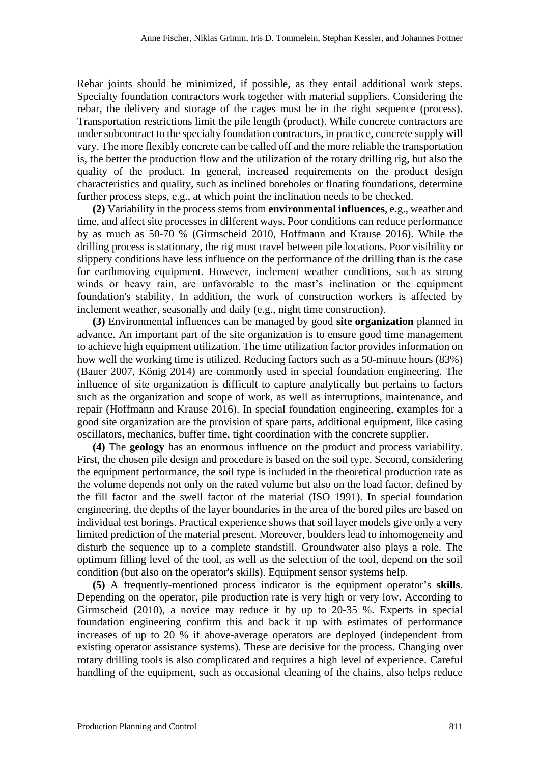Rebar joints should be minimized, if possible, as they entail additional work steps. Specialty foundation contractors work together with material suppliers. Considering the rebar, the delivery and storage of the cages must be in the right sequence (process). Transportation restrictions limit the pile length (product). While concrete contractors are under subcontract to the specialty foundation contractors, in practice, concrete supply will vary. The more flexibly concrete can be called off and the more reliable the transportation is, the better the production flow and the utilization of the rotary drilling rig, but also the quality of the product. In general, increased requirements on the product design characteristics and quality, such as inclined boreholes or floating foundations, determine further process steps, e.g., at which point the inclination needs to be checked.

**(2)** Variability in the process stems from **environmental influences**, e.g., weather and time, and affect site processes in different ways. Poor conditions can reduce performance by as much as 50-70 % (Girmscheid 2010, Hoffmann and Krause 2016). While the drilling process is stationary, the rig must travel between pile locations. Poor visibility or slippery conditions have less influence on the performance of the drilling than is the case for earthmoving equipment. However, inclement weather conditions, such as strong winds or heavy rain, are unfavorable to the mast's inclination or the equipment foundation's stability. In addition, the work of construction workers is affected by inclement weather, seasonally and daily (e.g., night time construction).

**(3)** Environmental influences can be managed by good **site organization** planned in advance. An important part of the site organization is to ensure good time management to achieve high equipment utilization. The time utilization factor provides information on how well the working time is utilized. Reducing factors such as a 50-minute hours (83%) (Bauer 2007, König 2014) are commonly used in special foundation engineering. The influence of site organization is difficult to capture analytically but pertains to factors such as the organization and scope of work, as well as interruptions, maintenance, and repair (Hoffmann and Krause 2016). In special foundation engineering, examples for a good site organization are the provision of spare parts, additional equipment, like casing oscillators, mechanics, buffer time, tight coordination with the concrete supplier.

**(4)** The **geology** has an enormous influence on the product and process variability. First, the chosen pile design and procedure is based on the soil type. Second, considering the equipment performance, the soil type is included in the theoretical production rate as the volume depends not only on the rated volume but also on the load factor, defined by the fill factor and the swell factor of the material (ISO 1991). In special foundation engineering, the depths of the layer boundaries in the area of the bored piles are based on individual test borings. Practical experience shows that soil layer models give only a very limited prediction of the material present. Moreover, boulders lead to inhomogeneity and disturb the sequence up to a complete standstill. Groundwater also plays a role. The optimum filling level of the tool, as well as the selection of the tool, depend on the soil condition (but also on the operator's skills). Equipment sensor systems help.

**(5)** A frequently-mentioned process indicator is the equipment operator's **skills**. Depending on the operator, pile production rate is very high or very low. According to Girmscheid (2010), a novice may reduce it by up to 20-35 %. Experts in special foundation engineering confirm this and back it up with estimates of performance increases of up to 20 % if above-average operators are deployed (independent from existing operator assistance systems). These are decisive for the process. Changing over rotary drilling tools is also complicated and requires a high level of experience. Careful handling of the equipment, such as occasional cleaning of the chains, also helps reduce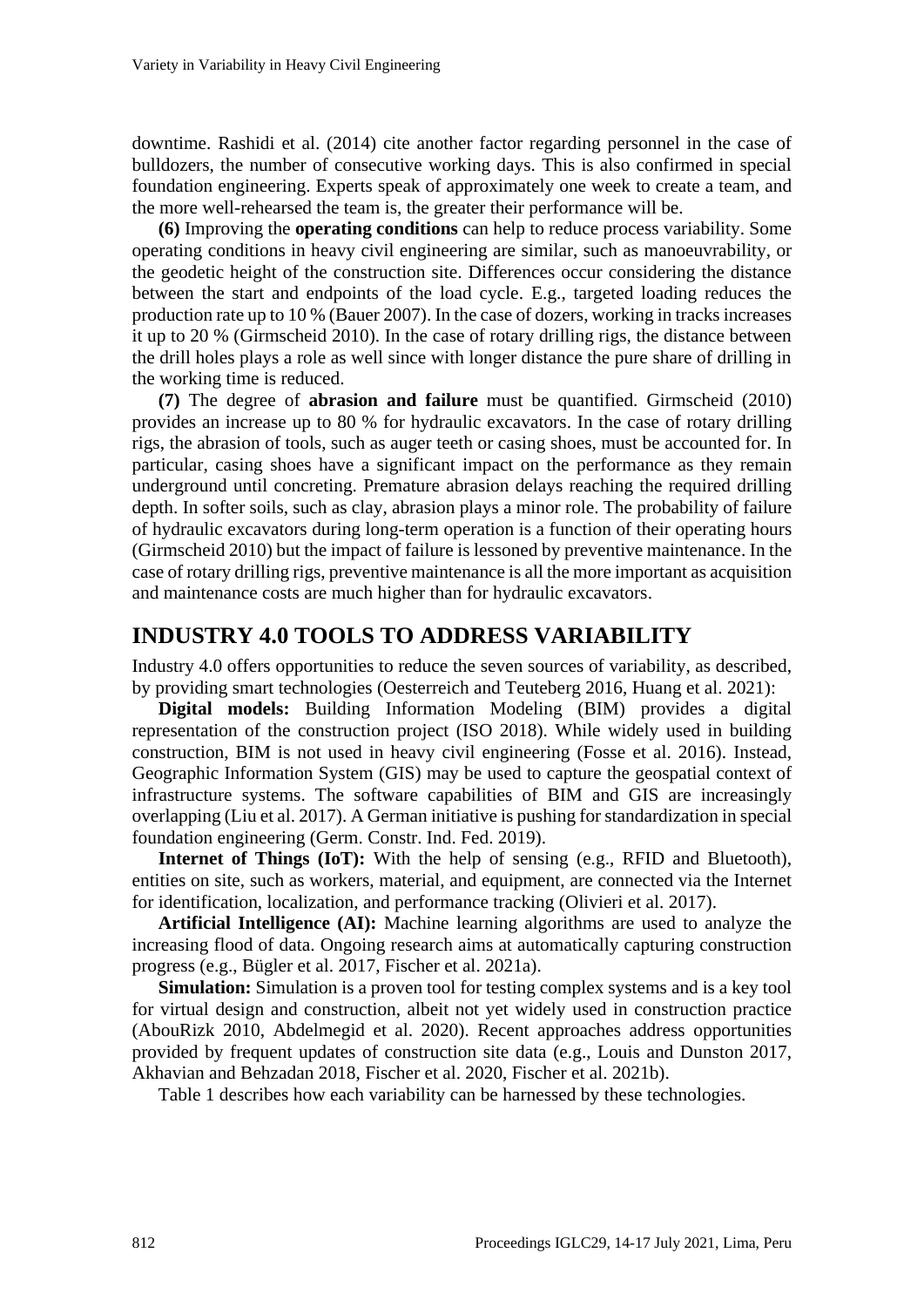downtime. Rashidi et al. (2014) cite another factor regarding personnel in the case of bulldozers, the number of consecutive working days. This is also confirmed in special foundation engineering. Experts speak of approximately one week to create a team, and the more well-rehearsed the team is, the greater their performance will be.

**(6)** Improving the **operating conditions** can help to reduce process variability. Some operating conditions in heavy civil engineering are similar, such as manoeuvrability, or the geodetic height of the construction site. Differences occur considering the distance between the start and endpoints of the load cycle. E.g., targeted loading reduces the production rate up to 10 % (Bauer 2007). In the case of dozers, working in tracks increases it up to 20 % (Girmscheid 2010). In the case of rotary drilling rigs, the distance between the drill holes plays a role as well since with longer distance the pure share of drilling in the working time is reduced.

**(7)** The degree of **abrasion and failure** must be quantified. Girmscheid (2010) provides an increase up to 80 % for hydraulic excavators. In the case of rotary drilling rigs, the abrasion of tools, such as auger teeth or casing shoes, must be accounted for. In particular, casing shoes have a significant impact on the performance as they remain underground until concreting. Premature abrasion delays reaching the required drilling depth. In softer soils, such as clay, abrasion plays a minor role. The probability of failure of hydraulic excavators during long-term operation is a function of their operating hours (Girmscheid 2010) but the impact of failure is lessoned by preventive maintenance. In the case of rotary drilling rigs, preventive maintenance is all the more important as acquisition and maintenance costs are much higher than for hydraulic excavators.

## INDUSTRY 4.0 TOOLS TO ADDRESS VARIABILITY

Industry 4.0 offers opportunities to reduce the seven sources of variability, as described, by providing smart technologies (Oesterreich and Teuteberg 2016, Huang et al. 2021):

**Digital models:** Building Information Modeling (BIM) provides a digital representation of the construction project (ISO 2018). While widely used in building construction, BIM is not used in heavy civil engineering (Fosse et al. 2016). Instead, Geographic Information System (GIS) may be used to capture the geospatial context of infrastructure systems. The software capabilities of BIM and GIS are increasingly overlapping (Liu et al. 2017). A German initiative is pushing for standardization in special foundation engineering (Germ. Constr. Ind. Fed. 2019).

**Internet of Things (IoT):** With the help of sensing (e.g., RFID and Bluetooth), entities on site, such as workers, material, and equipment, are connected via the Internet for identification, localization, and performance tracking (Olivieri et al. 2017).

**Artificial Intelligence (AI):** Machine learning algorithms are used to analyze the increasing flood of data. Ongoing research aims at automatically capturing construction progress (e.g., Bügler et al. 2017, Fischer et al. 2021a).

**Simulation:** Simulation is a proven tool for testing complex systems and is a key tool for virtual design and construction, albeit not yet widely used in construction practice (AbouRizk 2010, Abdelmegid et al. 2020). Recent approaches address opportunities provided by frequent updates of construction site data (e.g., Louis and Dunston 2017, Akhavian and Behzadan 2018, Fischer et al. 2020, Fischer et al. 2021b).

Table 1 describes how each variability can be harnessed by these technologies.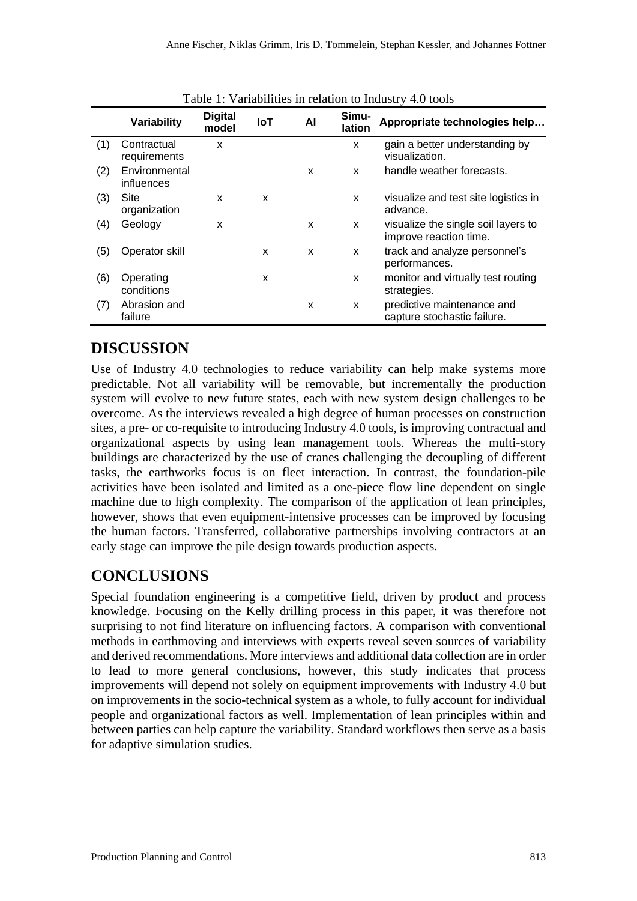Table 1: Variabilities in relation to Industry 4.0 tools

| | Variability | Digital model | IoT | AI | Simu-lation | Appropriate technologies help… |
|---|---|---|---|---|---|---|
| (1) | Contractual requirements | x | | | x | gain a better understanding by visualization. |
| (2) | Environmental influences | | | x | x | handle weather forecasts. |
| (3) | Site organization | x | x | | x | visualize and test site logistics in advance. |
| (4) | Geology | x | | x | x | visualize the single soil layers to improve reaction time. |
| (5) | Operator skill | | x | x | x | track and analyze personnel's performances. |
| (6) | Operating conditions | | x | | x | monitor and virtually test routing strategies. |
| (7) | Abrasion and failure | | | x | x | predictive maintenance and capture stochastic failure. |

## DISCUSSION

Use of Industry 4.0 technologies to reduce variability can help make systems more predictable. Not all variability will be removable, but incrementally the production system will evolve to new future states, each with new system design challenges to be overcome. As the interviews revealed a high degree of human processes on construction sites, a pre- or co-requisite to introducing Industry 4.0 tools, is improving contractual and organizational aspects by using lean management tools. Whereas the multi-story buildings are characterized by the use of cranes challenging the decoupling of different tasks, the earthworks focus is on fleet interaction. In contrast, the foundation-pile activities have been isolated and limited as a one-piece flow line dependent on single machine due to high complexity. The comparison of the application of lean principles, however, shows that even equipment-intensive processes can be improved by focusing the human factors. Transferred, collaborative partnerships involving contractors at an early stage can improve the pile design towards production aspects.

## CONCLUSIONS

Special foundation engineering is a competitive field, driven by product and process knowledge. Focusing on the Kelly drilling process in this paper, it was therefore not surprising to not find literature on influencing factors. A comparison with conventional methods in earthmoving and interviews with experts reveal seven sources of variability and derived recommendations. More interviews and additional data collection are in order to lead to more general conclusions, however, this study indicates that process improvements will depend not solely on equipment improvements with Industry 4.0 but on improvements in the socio-technical system as a whole, to fully account for individual people and organizational factors as well. Implementation of lean principles within and between parties can help capture the variability. Standard workflows then serve as a basis for adaptive simulation studies.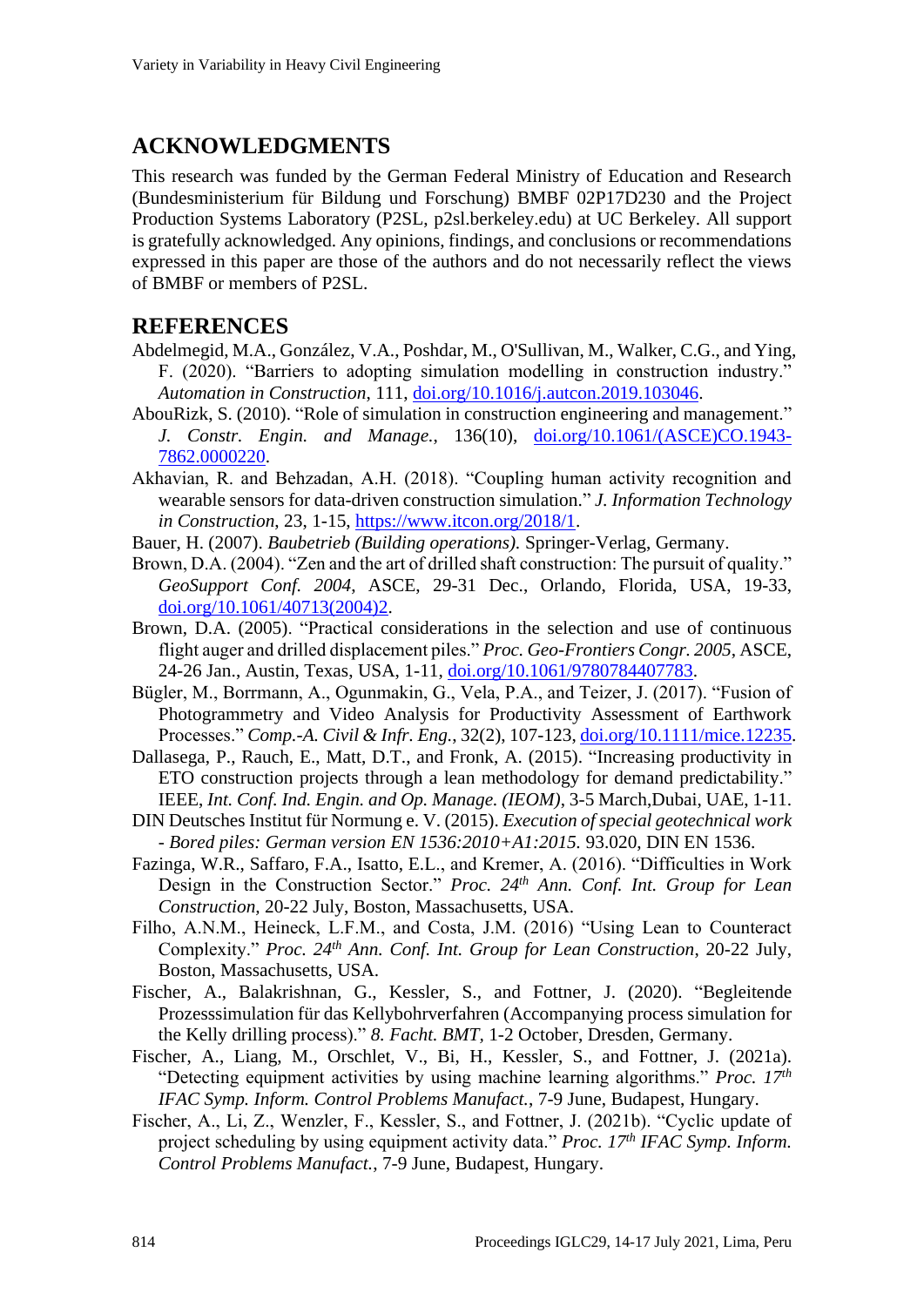## ACKNOWLEDGMENTS

This research was funded by the German Federal Ministry of Education and Research (Bundesministerium für Bildung und Forschung) BMBF 02P17D230 and the Project Production Systems Laboratory (P2SL, p2sl.berkeley.edu) at UC Berkeley. All support is gratefully acknowledged. Any opinions, findings, and conclusions or recommendations expressed in this paper are those of the authors and do not necessarily reflect the views of BMBF or members of P2SL.

## REFERENCES

Abdelmegid, M.A., González, V.A., Poshdar, M., O'Sullivan, M., Walker, C.G., and Ying, F. (2020). "Barriers to adopting simulation modelling in construction industry." *Automation in Construction*, 111, doi.org/10.1016/j.autcon.2019.103046.

AbouRizk, S. (2010). "Role of simulation in construction engineering and management." *J. Constr. Engin. and Manage.*, 136(10), doi.org/10.1061/(ASCE)CO.1943-7862.0000220.

Akhavian, R. and Behzadan, A.H. (2018). "Coupling human activity recognition and wearable sensors for data-driven construction simulation." *J. Information Technology in Construction*, 23, 1-15, https://www.itcon.org/2018/1.

Bauer, H. (2007). *Baubetrieb (Building operations).* Springer-Verlag, Germany.

Brown, D.A. (2004). "Zen and the art of drilled shaft construction: The pursuit of quality." *GeoSupport Conf. 2004*, ASCE, 29-31 Dec., Orlando, Florida, USA, 19-33, doi.org/10.1061/40713(2004)2.

Brown, D.A. (2005). "Practical considerations in the selection and use of continuous flight auger and drilled displacement piles." *Proc. Geo-Frontiers Congr. 2005*, ASCE, 24-26 Jan., Austin, Texas, USA, 1-11, doi.org/10.1061/9780784407783.

Bügler, M., Borrmann, A., Ogunmakin, G., Vela, P.A., and Teizer, J. (2017). "Fusion of Photogrammetry and Video Analysis for Productivity Assessment of Earthwork Processes." *Comp.-A. Civil & Infr. Eng.*, 32(2), 107-123, doi.org/10.1111/mice.12235.

Dallasega, P., Rauch, E., Matt, D.T., and Fronk, A. (2015). "Increasing productivity in ETO construction projects through a lean methodology for demand predictability." IEEE, *Int. Conf. Ind. Engin. and Op. Manage. (IEOM)*, 3-5 March,Dubai, UAE, 1-11.

DIN Deutsches Institut für Normung e. V. (2015). *Execution of special geotechnical work - Bored piles: German version EN 1536:2010+A1:2015.* 93.020, DIN EN 1536.

Fazinga, W.R., Saffaro, F.A., Isatto, E.L., and Kremer, A. (2016). "Difficulties in Work Design in the Construction Sector." *Proc. 24th Ann. Conf. Int. Group for Lean Construction*, 20-22 July, Boston, Massachusetts, USA.

Filho, A.N.M., Heineck, L.F.M., and Costa, J.M. (2016) "Using Lean to Counteract Complexity." *Proc. 24th Ann. Conf. Int. Group for Lean Construction*, 20-22 July, Boston, Massachusetts, USA.

Fischer, A., Balakrishnan, G., Kessler, S., and Fottner, J. (2020). "Begleitende Prozesssimulation für das Kellybohrverfahren (Accompanying process simulation for the Kelly drilling process)." *8. Facht. BMT*, 1-2 October, Dresden, Germany.

Fischer, A., Liang, M., Orschlet, V., Bi, H., Kessler, S., and Fottner, J. (2021a). "Detecting equipment activities by using machine learning algorithms." *Proc. 17th IFAC Symp. Inform. Control Problems Manufact.*, 7-9 June, Budapest, Hungary.

Fischer, A., Li, Z., Wenzler, F., Kessler, S., and Fottner, J. (2021b). "Cyclic update of project scheduling by using equipment activity data." *Proc. 17th IFAC Symp. Inform. Control Problems Manufact.*, 7-9 June, Budapest, Hungary.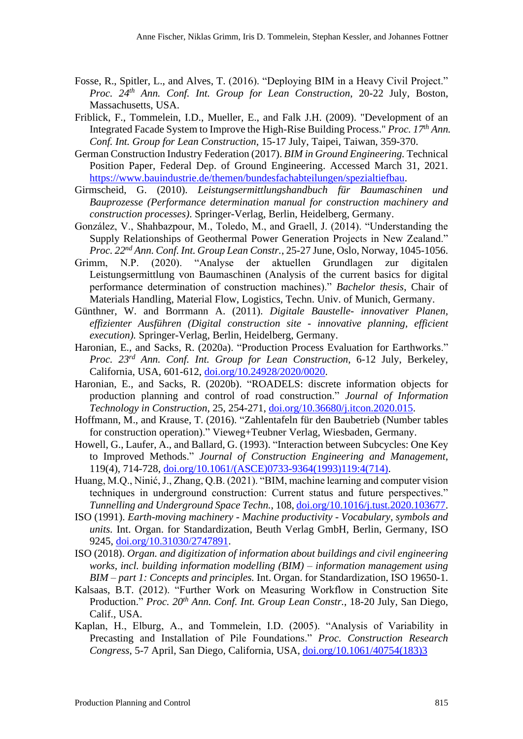Fosse, R., Spitler, L., and Alves, T. (2016). "Deploying BIM in a Heavy Civil Project." *Proc. 24th Ann. Conf. Int. Group for Lean Construction*, 20-22 July, Boston, Massachusetts, USA.

Friblick, F., Tommelein, I.D., Mueller, E., and Falk J.H. (2009). "Development of an Integrated Facade System to Improve the High-Rise Building Process." *Proc. 17th Ann. Conf. Int. Group for Lean Construction*, 15-17 July, Taipei, Taiwan, 359-370.

German Construction Industry Federation (2017). *BIM in Ground Engineering.* Technical Position Paper, Federal Dep. of Ground Engineering. Accessed March 31, 2021. https://www.bauindustrie.de/themen/bundesfachabteilungen/spezialtiefbau.

Girmscheid, G. (2010). *Leistungsermittlungshandbuch für Baumaschinen und Bauprozesse (Performance determination manual for construction machinery and construction processes)*. Springer-Verlag, Berlin, Heidelberg, Germany.

González, V., Shahbazpour, M., Toledo, M., and Graell, J. (2014). "Understanding the Supply Relationships of Geothermal Power Generation Projects in New Zealand." *Proc. 22nd Ann. Conf. Int. Group Lean Constr.*, 25-27 June, Oslo, Norway, 1045-1056.

Grimm, N.P. (2020). "Analyse der aktuellen Grundlagen zur digitalen Leistungsermittlung von Baumaschinen (Analysis of the current basics for digital performance determination of construction machines)." *Bachelor thesis*, Chair of Materials Handling, Material Flow, Logistics, Techn. Univ. of Munich, Germany.

Günthner, W. and Borrmann A. (2011). *Digitale Baustelle- innovativer Planen, effizienter Ausführen (Digital construction site - innovative planning, efficient execution).* Springer-Verlag, Berlin, Heidelberg, Germany.

Haronian, E., and Sacks, R. (2020a). "Production Process Evaluation for Earthworks." *Proc. 23rd Ann. Conf. Int. Group for Lean Construction*, 6-12 July, Berkeley, California, USA, 601-612, doi.org/10.24928/2020/0020.

Haronian, E., and Sacks, R. (2020b). "ROADELS: discrete information objects for production planning and control of road construction." *Journal of Information Technology in Construction*, 25, 254-271, doi.org/10.36680/j.itcon.2020.015.

Hoffmann, M., and Krause, T. (2016). "Zahlentafeln für den Baubetrieb (Number tables for construction operation)." Vieweg+Teubner Verlag, Wiesbaden, Germany.

Howell, G., Laufer, A., and Ballard, G. (1993). "Interaction between Subcycles: One Key to Improved Methods." *Journal of Construction Engineering and Management*, 119(4), 714-728, doi.org/10.1061/(ASCE)0733-9364(1993)119:4(714).

Huang, M.Q., Ninić, J., Zhang, Q.B. (2021). "BIM, machine learning and computer vision techniques in underground construction: Current status and future perspectives." *Tunnelling and Underground Space Techn.*, 108, doi.org/10.1016/j.tust.2020.103677.

ISO (1991). *Earth-moving machinery - Machine productivity - Vocabulary, symbols and units.* Int. Organ. for Standardization, Beuth Verlag GmbH, Berlin, Germany, ISO 9245, doi.org/10.31030/2747891.

ISO (2018). *Organ. and digitization of information about buildings and civil engineering works, incl. building information modelling (BIM) – information management using BIM – part 1: Concepts and principles.* Int. Organ. for Standardization, ISO 19650-1.

Kalsaas, B.T. (2012). "Further Work on Measuring Workflow in Construction Site Production." *Proc. 20th Ann. Conf. Int. Group Lean Constr.*, 18-20 July, San Diego, Calif., USA.

Kaplan, H., Elburg, A., and Tommelein, I.D. (2005). "Analysis of Variability in Precasting and Installation of Pile Foundations." *Proc. Construction Research Congress*, 5-7 April, San Diego, California, USA, doi.org/10.1061/40754(183)3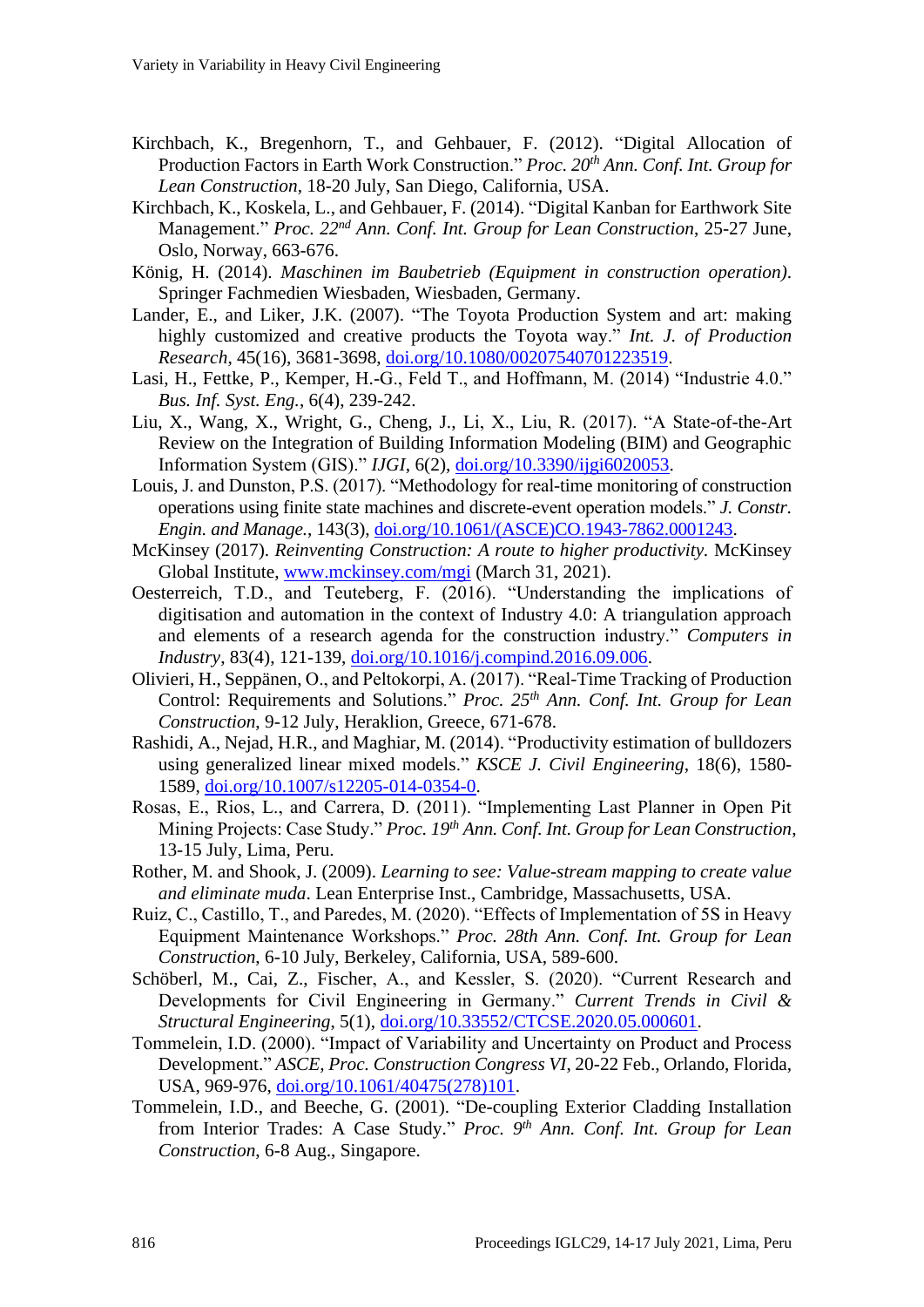Kirchbach, K., Bregenhorn, T., and Gehbauer, F. (2012). "Digital Allocation of Production Factors in Earth Work Construction." *Proc. 20th Ann. Conf. Int. Group for Lean Construction*, 18-20 July, San Diego, California, USA.

Kirchbach, K., Koskela, L., and Gehbauer, F. (2014). "Digital Kanban for Earthwork Site Management." *Proc. 22nd Ann. Conf. Int. Group for Lean Construction*, 25-27 June, Oslo, Norway, 663-676.

König, H. (2014). *Maschinen im Baubetrieb (Equipment in construction operation)*. Springer Fachmedien Wiesbaden, Wiesbaden, Germany.

Lander, E., and Liker, J.K. (2007). "The Toyota Production System and art: making highly customized and creative products the Toyota way." *Int. J. of Production Research*, 45(16), 3681-3698, doi.org/10.1080/00207540701223519.

Lasi, H., Fettke, P., Kemper, H.-G., Feld T., and Hoffmann, M. (2014) "Industrie 4.0." *Bus. Inf. Syst. Eng.*, 6(4), 239-242.

Liu, X., Wang, X., Wright, G., Cheng, J., Li, X., Liu, R. (2017). "A State-of-the-Art Review on the Integration of Building Information Modeling (BIM) and Geographic Information System (GIS)." *IJGI*, 6(2), doi.org/10.3390/ijgi6020053.

Louis, J. and Dunston, P.S. (2017). "Methodology for real-time monitoring of construction operations using finite state machines and discrete-event operation models." *J. Constr. Engin. and Manage.*, 143(3), doi.org/10.1061/(ASCE)CO.1943-7862.0001243.

McKinsey (2017). *Reinventing Construction: A route to higher productivity.* McKinsey Global Institute, www.mckinsey.com/mgi (March 31, 2021).

Oesterreich, T.D., and Teuteberg, F. (2016). "Understanding the implications of digitisation and automation in the context of Industry 4.0: A triangulation approach and elements of a research agenda for the construction industry." *Computers in Industry*, 83(4), 121-139, doi.org/10.1016/j.compind.2016.09.006.

Olivieri, H., Seppänen, O., and Peltokorpi, A. (2017). "Real-Time Tracking of Production Control: Requirements and Solutions." *Proc. 25th Ann. Conf. Int. Group for Lean Construction*, 9-12 July, Heraklion, Greece, 671-678.

Rashidi, A., Nejad, H.R., and Maghiar, M. (2014). "Productivity estimation of bulldozers using generalized linear mixed models." *KSCE J. Civil Engineering*, 18(6), 1580-1589, doi.org/10.1007/s12205-014-0354-0.

Rosas, E., Rios, L., and Carrera, D. (2011). "Implementing Last Planner in Open Pit Mining Projects: Case Study." *Proc. 19th Ann. Conf. Int. Group for Lean Construction*, 13-15 July, Lima, Peru.

Rother, M. and Shook, J. (2009). *Learning to see: Value-stream mapping to create value and eliminate muda*. Lean Enterprise Inst., Cambridge, Massachusetts, USA.

Ruiz, C., Castillo, T., and Paredes, M. (2020). "Effects of Implementation of 5S in Heavy Equipment Maintenance Workshops." *Proc. 28th Ann. Conf. Int. Group for Lean Construction*, 6-10 July, Berkeley, California, USA, 589-600.

Schöberl, M., Cai, Z., Fischer, A., and Kessler, S. (2020). "Current Research and Developments for Civil Engineering in Germany." *Current Trends in Civil & Structural Engineering*, 5(1), doi.org/10.33552/CTCSE.2020.05.000601.

Tommelein, I.D. (2000). "Impact of Variability and Uncertainty on Product and Process Development." *ASCE, Proc. Construction Congress VI*, 20-22 Feb., Orlando, Florida, USA, 969-976, doi.org/10.1061/40475(278)101.

Tommelein, I.D., and Beeche, G. (2001). "De-coupling Exterior Cladding Installation from Interior Trades: A Case Study." *Proc. 9th Ann. Conf. Int. Group for Lean Construction*, 6-8 Aug., Singapore.